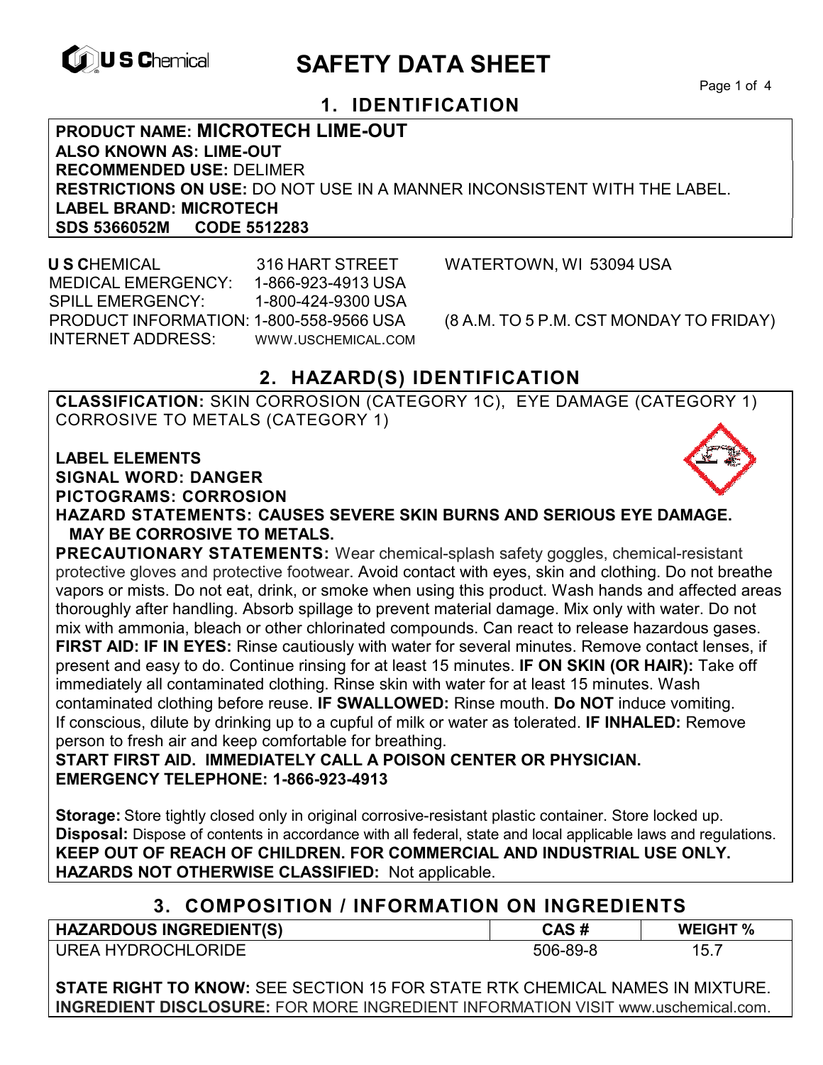U S Chemical

# SAFETY DATA SHEET

## 1. IDENTIFICATION

**PRODUCT NAME: MICROTECH LIME-OUT**
**ALSO KNOWN AS: LIME-OUT**
**RECOMMENDED USE:** DELIMER
**RESTRICTIONS ON USE:** DO NOT USE IN A MANNER INCONSISTENT WITH THE LABEL.
**LABEL BRAND: MICROTECH**
**SDS 5366052M CODE 5512283**

**U S C**HEMICAL 316 HART STREET WATERTOWN, WI 53094 USA
MEDICAL EMERGENCY: 1-866-923-4913 USA
SPILL EMERGENCY: 1-800-424-9300 USA
PRODUCT INFORMATION: 1-800-558-9566 USA (8 A.M. TO 5 P.M. CST MONDAY TO FRIDAY)
INTERNET ADDRESS: WWW.USCHEMICAL.COM

## 2. HAZARD(S) IDENTIFICATION

**CLASSIFICATION:** SKIN CORROSION (CATEGORY 1C), EYE DAMAGE (CATEGORY 1) CORROSIVE TO METALS (CATEGORY 1)

**LABEL ELEMENTS**
**SIGNAL WORD: DANGER**
**PICTOGRAMS: CORROSION**
**HAZARD STATEMENTS: CAUSES SEVERE SKIN BURNS AND SERIOUS EYE DAMAGE. MAY BE CORROSIVE TO METALS.**
**PRECAUTIONARY STATEMENTS:** Wear chemical-splash safety goggles, chemical-resistant protective gloves and protective footwear. Avoid contact with eyes, skin and clothing. Do not breathe vapors or mists. Do not eat, drink, or smoke when using this product. Wash hands and affected areas thoroughly after handling. Absorb spillage to prevent material damage. Mix only with water. Do not mix with ammonia, bleach or other chlorinated compounds. Can react to release hazardous gases.
**FIRST AID: IF IN EYES:** Rinse cautiously with water for several minutes. Remove contact lenses, if present and easy to do. Continue rinsing for at least 15 minutes. **IF ON SKIN (OR HAIR):** Take off immediately all contaminated clothing. Rinse skin with water for at least 15 minutes. Wash contaminated clothing before reuse. **IF SWALLOWED:** Rinse mouth. **Do NOT** induce vomiting. If conscious, dilute by drinking up to a cupful of milk or water as tolerated. **IF INHALED:** Remove person to fresh air and keep comfortable for breathing.
**START FIRST AID. IMMEDIATELY CALL A POISON CENTER OR PHYSICIAN.**
**EMERGENCY TELEPHONE: 1-866-923-4913**

**Storage:** Store tightly closed only in original corrosive-resistant plastic container. Store locked up.
**Disposal:** Dispose of contents in accordance with all federal, state and local applicable laws and regulations.
**KEEP OUT OF REACH OF CHILDREN. FOR COMMERCIAL AND INDUSTRIAL USE ONLY.**
**HAZARDS NOT OTHERWISE CLASSIFIED:** Not applicable.

## 3. COMPOSITION / INFORMATION ON INGREDIENTS

| HAZARDOUS INGREDIENT(S) | CAS # | WEIGHT % |
| --- | --- | --- |
| UREA HYDROCHLORIDE | 506-89-8 | 15.7 |

**STATE RIGHT TO KNOW:** SEE SECTION 15 FOR STATE RTK CHEMICAL NAMES IN MIXTURE.
**INGREDIENT DISCLOSURE:** FOR MORE INGREDIENT INFORMATION VISIT www.uschemical.com.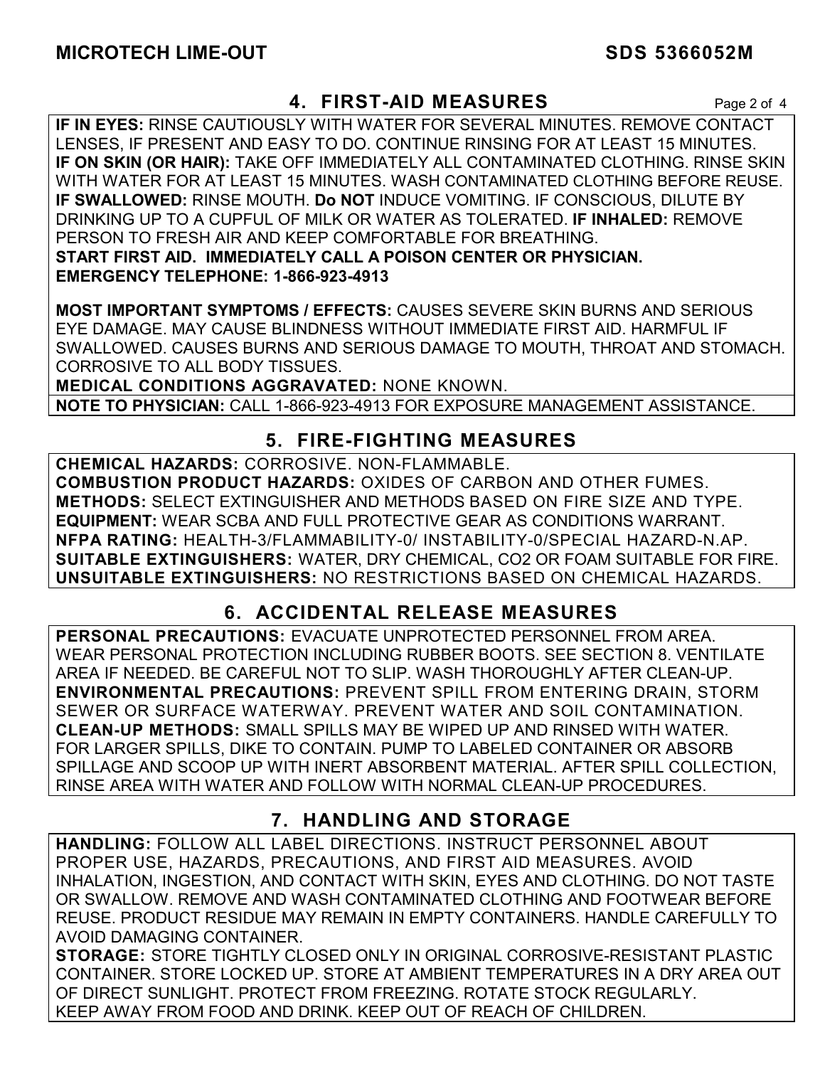## 4. FIRST-AID MEASURES

**IF IN EYES:** RINSE CAUTIOUSLY WITH WATER FOR SEVERAL MINUTES. REMOVE CONTACT LENSES, IF PRESENT AND EASY TO DO. CONTINUE RINSING FOR AT LEAST 15 MINUTES.
**IF ON SKIN (OR HAIR):** TAKE OFF IMMEDIATELY ALL CONTAMINATED CLOTHING. RINSE SKIN WITH WATER FOR AT LEAST 15 MINUTES. WASH CONTAMINATED CLOTHING BEFORE REUSE.
**IF SWALLOWED:** RINSE MOUTH. **Do NOT** INDUCE VOMITING. IF CONSCIOUS, DILUTE BY DRINKING UP TO A CUPFUL OF MILK OR WATER AS TOLERATED. **IF INHALED:** REMOVE PERSON TO FRESH AIR AND KEEP COMFORTABLE FOR BREATHING.
**START FIRST AID. IMMEDIATELY CALL A POISON CENTER OR PHYSICIAN.**
**EMERGENCY TELEPHONE: 1-866-923-4913**

**MOST IMPORTANT SYMPTOMS / EFFECTS:** CAUSES SEVERE SKIN BURNS AND SERIOUS EYE DAMAGE. MAY CAUSE BLINDNESS WITHOUT IMMEDIATE FIRST AID. HARMFUL IF SWALLOWED. CAUSES BURNS AND SERIOUS DAMAGE TO MOUTH, THROAT AND STOMACH. CORROSIVE TO ALL BODY TISSUES.
**MEDICAL CONDITIONS AGGRAVATED:** NONE KNOWN.
**NOTE TO PHYSICIAN:** CALL 1-866-923-4913 FOR EXPOSURE MANAGEMENT ASSISTANCE.

## 5. FIRE-FIGHTING MEASURES

**CHEMICAL HAZARDS:** CORROSIVE. NON-FLAMMABLE.
**COMBUSTION PRODUCT HAZARDS:** OXIDES OF CARBON AND OTHER FUMES.
**METHODS:** SELECT EXTINGUISHER AND METHODS BASED ON FIRE SIZE AND TYPE.
**EQUIPMENT:** WEAR SCBA AND FULL PROTECTIVE GEAR AS CONDITIONS WARRANT.
**NFPA RATING:** HEALTH-3/FLAMMABILITY-0/ INSTABILITY-0/SPECIAL HAZARD-N.AP.
**SUITABLE EXTINGUISHERS:** WATER, DRY CHEMICAL, CO2 OR FOAM SUITABLE FOR FIRE.
**UNSUITABLE EXTINGUISHERS:** NO RESTRICTIONS BASED ON CHEMICAL HAZARDS.

## 6. ACCIDENTAL RELEASE MEASURES

**PERSONAL PRECAUTIONS:** EVACUATE UNPROTECTED PERSONNEL FROM AREA. WEAR PERSONAL PROTECTION INCLUDING RUBBER BOOTS. SEE SECTION 8. VENTILATE AREA IF NEEDED. BE CAREFUL NOT TO SLIP. WASH THOROUGHLY AFTER CLEAN-UP.
**ENVIRONMENTAL PRECAUTIONS:** PREVENT SPILL FROM ENTERING DRAIN, STORM SEWER OR SURFACE WATERWAY. PREVENT WATER AND SOIL CONTAMINATION.
**CLEAN-UP METHODS:** SMALL SPILLS MAY BE WIPED UP AND RINSED WITH WATER. FOR LARGER SPILLS, DIKE TO CONTAIN. PUMP TO LABELED CONTAINER OR ABSORB SPILLAGE AND SCOOP UP WITH INERT ABSORBENT MATERIAL. AFTER SPILL COLLECTION, RINSE AREA WITH WATER AND FOLLOW WITH NORMAL CLEAN-UP PROCEDURES.

## 7. HANDLING AND STORAGE

**HANDLING:** FOLLOW ALL LABEL DIRECTIONS. INSTRUCT PERSONNEL ABOUT PROPER USE, HAZARDS, PRECAUTIONS, AND FIRST AID MEASURES. AVOID INHALATION, INGESTION, AND CONTACT WITH SKIN, EYES AND CLOTHING. DO NOT TASTE OR SWALLOW. REMOVE AND WASH CONTAMINATED CLOTHING AND FOOTWEAR BEFORE REUSE. PRODUCT RESIDUE MAY REMAIN IN EMPTY CONTAINERS. HANDLE CAREFULLY TO AVOID DAMAGING CONTAINER.
**STORAGE:** STORE TIGHTLY CLOSED ONLY IN ORIGINAL CORROSIVE-RESISTANT PLASTIC CONTAINER. STORE LOCKED UP. STORE AT AMBIENT TEMPERATURES IN A DRY AREA OUT OF DIRECT SUNLIGHT. PROTECT FROM FREEZING. ROTATE STOCK REGULARLY. KEEP AWAY FROM FOOD AND DRINK. KEEP OUT OF REACH OF CHILDREN.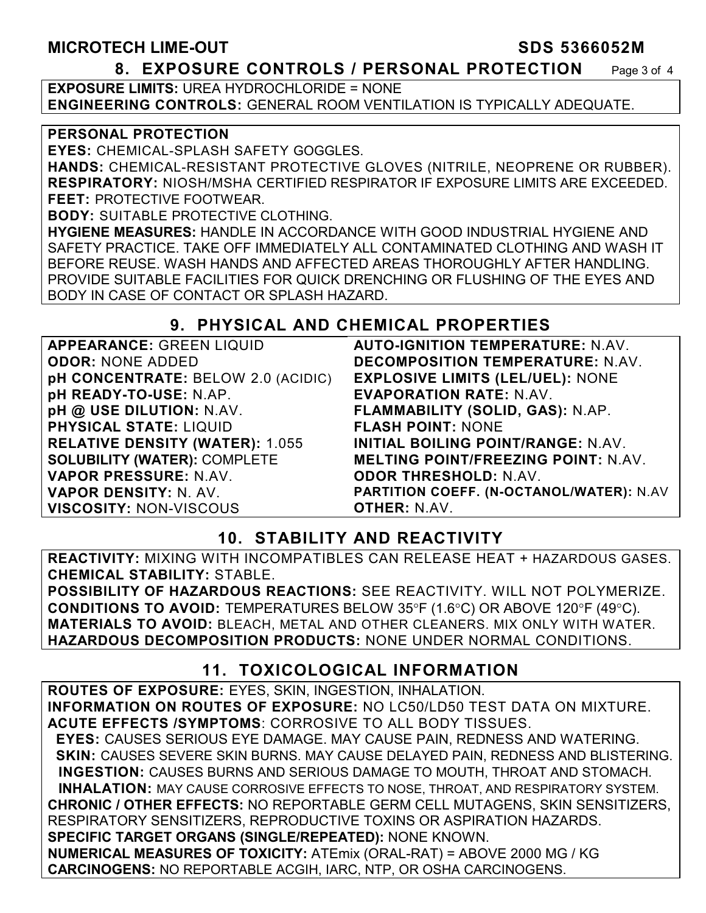## 8. EXPOSURE CONTROLS / PERSONAL PROTECTION

**EXPOSURE LIMITS:** UREA HYDROCHLORIDE = NONE
**ENGINEERING CONTROLS:** GENERAL ROOM VENTILATION IS TYPICALLY ADEQUATE.

**PERSONAL PROTECTION**
**EYES:** CHEMICAL-SPLASH SAFETY GOGGLES.
**HANDS:** CHEMICAL-RESISTANT PROTECTIVE GLOVES (NITRILE, NEOPRENE OR RUBBER).
**RESPIRATORY:** NIOSH/MSHA CERTIFIED RESPIRATOR IF EXPOSURE LIMITS ARE EXCEEDED.
**FEET:** PROTECTIVE FOOTWEAR.
**BODY:** SUITABLE PROTECTIVE CLOTHING.
**HYGIENE MEASURES:** HANDLE IN ACCORDANCE WITH GOOD INDUSTRIAL HYGIENE AND SAFETY PRACTICE. TAKE OFF IMMEDIATELY ALL CONTAMINATED CLOTHING AND WASH IT BEFORE REUSE. WASH HANDS AND AFFECTED AREAS THOROUGHLY AFTER HANDLING. PROVIDE SUITABLE FACILITIES FOR QUICK DRENCHING OR FLUSHING OF THE EYES AND BODY IN CASE OF CONTACT OR SPLASH HAZARD.

## 9. PHYSICAL AND CHEMICAL PROPERTIES

| | |
|---|---|
| **APPEARANCE:** GREEN LIQUID | **AUTO-IGNITION TEMPERATURE:** N.AV. |
| **ODOR:** NONE ADDED | **DECOMPOSITION TEMPERATURE:** N.AV. |
| **pH CONCENTRATE:** BELOW 2.0 (ACIDIC) | **EXPLOSIVE LIMITS (LEL/UEL):** NONE |
| **pH READY-TO-USE:** N.AP. | **EVAPORATION RATE:** N.AV. |
| **pH @ USE DILUTION:** N.AV. | **FLAMMABILITY (SOLID, GAS):** N.AP. |
| **PHYSICAL STATE:** LIQUID | **FLASH POINT:** NONE |
| **RELATIVE DENSITY (WATER):** 1.055 | **INITIAL BOILING POINT/RANGE:** N.AV. |
| **SOLUBILITY (WATER):** COMPLETE | **MELTING POINT/FREEZING POINT:** N.AV. |
| **VAPOR PRESSURE:** N.AV. | **ODOR THRESHOLD:** N.AV. |
| **VAPOR DENSITY:** N. AV. | **PARTITION COEFF. (N-OCTANOL/WATER):** N.AV |
| **VISCOSITY:** NON-VISCOUS | **OTHER:** N.AV. |

## 10. STABILITY AND REACTIVITY

**REACTIVITY:** MIXING WITH INCOMPATIBLES CAN RELEASE HEAT + HAZARDOUS GASES.
**CHEMICAL STABILITY:** STABLE.
**POSSIBILITY OF HAZARDOUS REACTIONS:** SEE REACTIVITY. WILL NOT POLYMERIZE.
**CONDITIONS TO AVOID:** TEMPERATURES BELOW 35°F (1.6°C) OR ABOVE 120°F (49°C).
**MATERIALS TO AVOID:** BLEACH, METAL AND OTHER CLEANERS. MIX ONLY WITH WATER.
**HAZARDOUS DECOMPOSITION PRODUCTS:** NONE UNDER NORMAL CONDITIONS.

## 11. TOXICOLOGICAL INFORMATION

**ROUTES OF EXPOSURE:** EYES, SKIN, INGESTION, INHALATION.
**INFORMATION ON ROUTES OF EXPOSURE:** NO LC50/LD50 TEST DATA ON MIXTURE.
**ACUTE EFFECTS /SYMPTOMS**: CORROSIVE TO ALL BODY TISSUES.
**EYES:** CAUSES SERIOUS EYE DAMAGE. MAY CAUSE PAIN, REDNESS AND WATERING.
**SKIN:** CAUSES SEVERE SKIN BURNS. MAY CAUSE DELAYED PAIN, REDNESS AND BLISTERING.
**INGESTION:** CAUSES BURNS AND SERIOUS DAMAGE TO MOUTH, THROAT AND STOMACH.
**INHALATION:** MAY CAUSE CORROSIVE EFFECTS TO NOSE, THROAT, AND RESPIRATORY SYSTEM.
**CHRONIC / OTHER EFFECTS:** NO REPORTABLE GERM CELL MUTAGENS, SKIN SENSITIZERS, RESPIRATORY SENSITIZERS, REPRODUCTIVE TOXINS OR ASPIRATION HAZARDS.
**SPECIFIC TARGET ORGANS (SINGLE/REPEATED):** NONE KNOWN.
**NUMERICAL MEASURES OF TOXICITY:** ATEmix (ORAL-RAT) = ABOVE 2000 MG / KG
**CARCINOGENS:** NO REPORTABLE ACGIH, IARC, NTP, OR OSHA CARCINOGENS.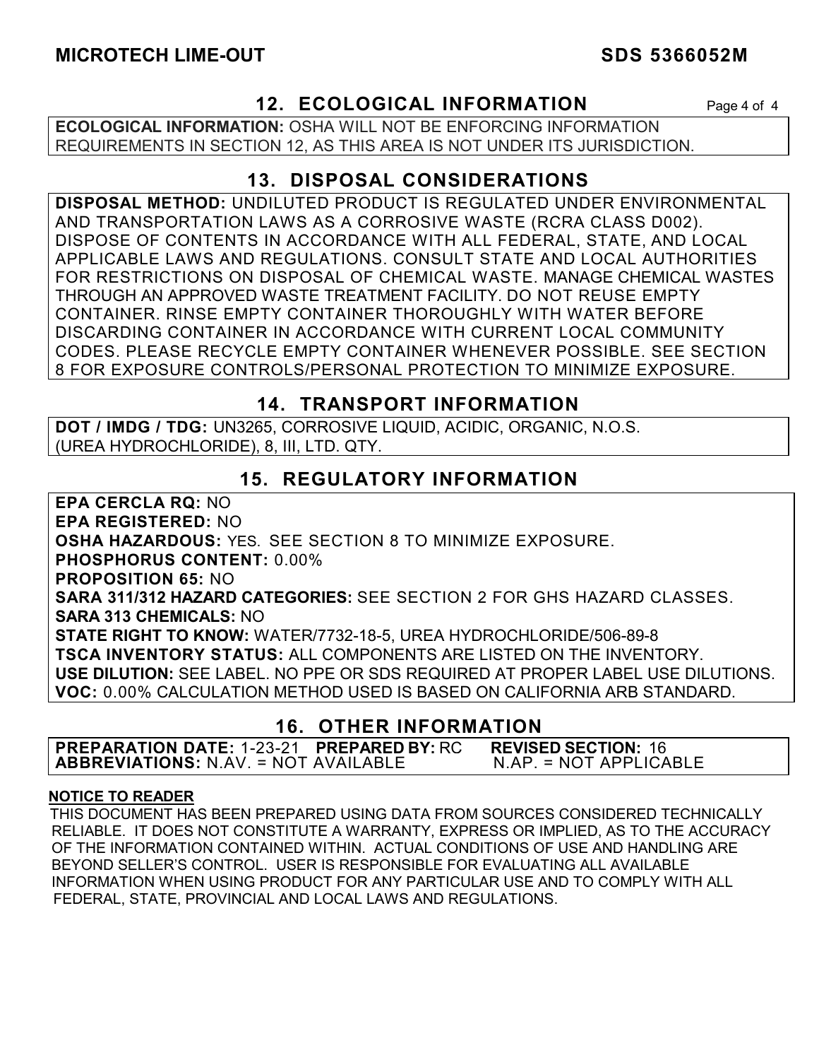## 12. ECOLOGICAL INFORMATION

**ECOLOGICAL INFORMATION:** OSHA WILL NOT BE ENFORCING INFORMATION REQUIREMENTS IN SECTION 12, AS THIS AREA IS NOT UNDER ITS JURISDICTION.

## 13. DISPOSAL CONSIDERATIONS

**DISPOSAL METHOD:** UNDILUTED PRODUCT IS REGULATED UNDER ENVIRONMENTAL AND TRANSPORTATION LAWS AS A CORROSIVE WASTE (RCRA CLASS D002). DISPOSE OF CONTENTS IN ACCORDANCE WITH ALL FEDERAL, STATE, AND LOCAL APPLICABLE LAWS AND REGULATIONS. CONSULT STATE AND LOCAL AUTHORITIES FOR RESTRICTIONS ON DISPOSAL OF CHEMICAL WASTE. MANAGE CHEMICAL WASTES THROUGH AN APPROVED WASTE TREATMENT FACILITY. DO NOT REUSE EMPTY CONTAINER. RINSE EMPTY CONTAINER THOROUGHLY WITH WATER BEFORE DISCARDING CONTAINER IN ACCORDANCE WITH CURRENT LOCAL COMMUNITY CODES. PLEASE RECYCLE EMPTY CONTAINER WHENEVER POSSIBLE. SEE SECTION 8 FOR EXPOSURE CONTROLS/PERSONAL PROTECTION TO MINIMIZE EXPOSURE.

## 14. TRANSPORT INFORMATION

**DOT / IMDG / TDG:** UN3265, CORROSIVE LIQUID, ACIDIC, ORGANIC, N.O.S. (UREA HYDROCHLORIDE), 8, III, LTD. QTY.

## 15. REGULATORY INFORMATION

**EPA CERCLA RQ:** NO
**EPA REGISTERED:** NO
**OSHA HAZARDOUS:** YES. SEE SECTION 8 TO MINIMIZE EXPOSURE.
**PHOSPHORUS CONTENT:** 0.00%
**PROPOSITION 65:** NO
**SARA 311/312 HAZARD CATEGORIES:** SEE SECTION 2 FOR GHS HAZARD CLASSES.
**SARA 313 CHEMICALS:** NO
**STATE RIGHT TO KNOW:** WATER/7732-18-5, UREA HYDROCHLORIDE/506-89-8
**TSCA INVENTORY STATUS:** ALL COMPONENTS ARE LISTED ON THE INVENTORY.
**USE DILUTION:** SEE LABEL. NO PPE OR SDS REQUIRED AT PROPER LABEL USE DILUTIONS.
**VOC:** 0.00% CALCULATION METHOD USED IS BASED ON CALIFORNIA ARB STANDARD.

## 16. OTHER INFORMATION

**PREPARATION DATE:** 1-23-21 **PREPARED BY:** RC **REVISED SECTION:** 16
**ABBREVIATIONS:** N.AV. = NOT AVAILABLE N.AP. = NOT APPLICABLE

**NOTICE TO READER**

THIS DOCUMENT HAS BEEN PREPARED USING DATA FROM SOURCES CONSIDERED TECHNICALLY RELIABLE. IT DOES NOT CONSTITUTE A WARRANTY, EXPRESS OR IMPLIED, AS TO THE ACCURACY OF THE INFORMATION CONTAINED WITHIN. ACTUAL CONDITIONS OF USE AND HANDLING ARE BEYOND SELLER'S CONTROL. USER IS RESPONSIBLE FOR EVALUATING ALL AVAILABLE INFORMATION WHEN USING PRODUCT FOR ANY PARTICULAR USE AND TO COMPLY WITH ALL FEDERAL, STATE, PROVINCIAL AND LOCAL LAWS AND REGULATIONS.